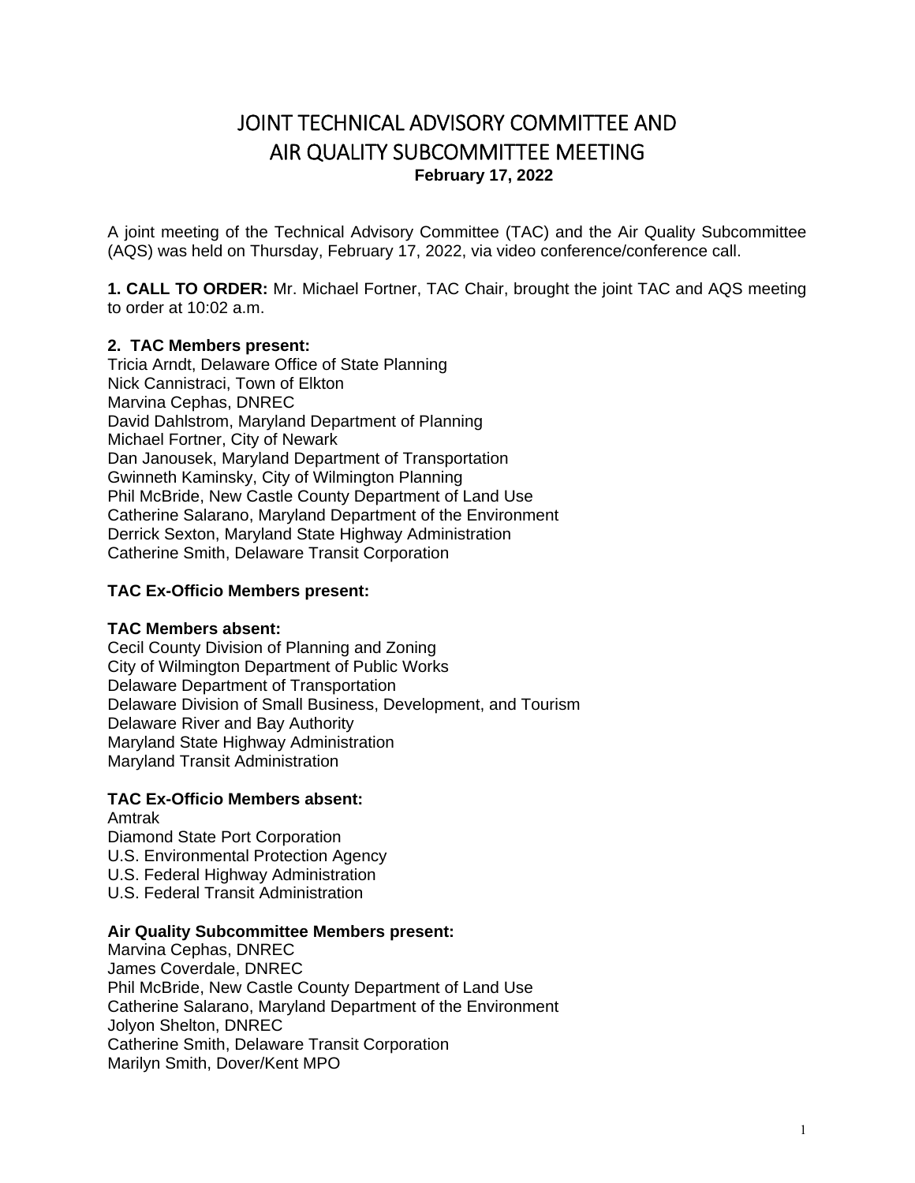# JOINT TECHNICAL ADVISORY COMMITTEE AND AIR QUALITY SUBCOMMITTEE MEETING

**February 17, 2022**

A joint meeting of the Technical Advisory Committee (TAC) and the Air Quality Subcommittee (AQS) was held on Thursday, February 17, 2022, via video conference/conference call.

**1. CALL TO ORDER:** Mr. Michael Fortner, TAC Chair, brought the joint TAC and AQS meeting to order at 10:02 a.m.

**2. TAC Members present:**
Tricia Arndt, Delaware Office of State Planning
Nick Cannistraci, Town of Elkton
Marvina Cephas, DNREC
David Dahlstrom, Maryland Department of Planning
Michael Fortner, City of Newark
Dan Janousek, Maryland Department of Transportation
Gwinneth Kaminsky, City of Wilmington Planning
Phil McBride, New Castle County Department of Land Use
Catherine Salarano, Maryland Department of the Environment
Derrick Sexton, Maryland State Highway Administration
Catherine Smith, Delaware Transit Corporation

**TAC Ex-Officio Members present:**

**TAC Members absent:**
Cecil County Division of Planning and Zoning
City of Wilmington Department of Public Works
Delaware Department of Transportation
Delaware Division of Small Business, Development, and Tourism
Delaware River and Bay Authority
Maryland State Highway Administration
Maryland Transit Administration

**TAC Ex-Officio Members absent:**
Amtrak
Diamond State Port Corporation
U.S. Environmental Protection Agency
U.S. Federal Highway Administration
U.S. Federal Transit Administration

**Air Quality Subcommittee Members present:**
Marvina Cephas, DNREC
James Coverdale, DNREC
Phil McBride, New Castle County Department of Land Use
Catherine Salarano, Maryland Department of the Environment
Jolyon Shelton, DNREC
Catherine Smith, Delaware Transit Corporation
Marilyn Smith, Dover/Kent MPO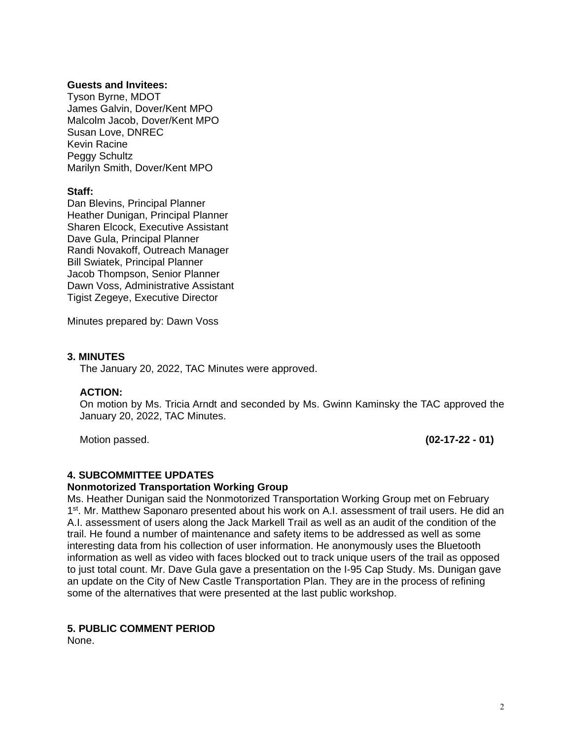**Guests and Invitees:**
Tyson Byrne, MDOT
James Galvin, Dover/Kent MPO
Malcolm Jacob, Dover/Kent MPO
Susan Love, DNREC
Kevin Racine
Peggy Schultz
Marilyn Smith, Dover/Kent MPO

**Staff:**
Dan Blevins, Principal Planner
Heather Dunigan, Principal Planner
Sharen Elcock, Executive Assistant
Dave Gula, Principal Planner
Randi Novakoff, Outreach Manager
Bill Swiatek, Principal Planner
Jacob Thompson, Senior Planner
Dawn Voss, Administrative Assistant
Tigist Zegeye, Executive Director

Minutes prepared by: Dawn Voss

**3. MINUTES**

The January 20, 2022, TAC Minutes were approved.

**ACTION:**
On motion by Ms. Tricia Arndt and seconded by Ms. Gwinn Kaminsky the TAC approved the January 20, 2022, TAC Minutes.

Motion passed. **(02-17-22 - 01)**

**4. SUBCOMMITTEE UPDATES**

**Nonmotorized Transportation Working Group**

Ms. Heather Dunigan said the Nonmotorized Transportation Working Group met on February 1st. Mr. Matthew Saponaro presented about his work on A.I. assessment of trail users. He did an A.I. assessment of users along the Jack Markell Trail as well as an audit of the condition of the trail. He found a number of maintenance and safety items to be addressed as well as some interesting data from his collection of user information. He anonymously uses the Bluetooth information as well as video with faces blocked out to track unique users of the trail as opposed to just total count. Mr. Dave Gula gave a presentation on the I-95 Cap Study. Ms. Dunigan gave an update on the City of New Castle Transportation Plan. They are in the process of refining some of the alternatives that were presented at the last public workshop.

**5. PUBLIC COMMENT PERIOD**

None.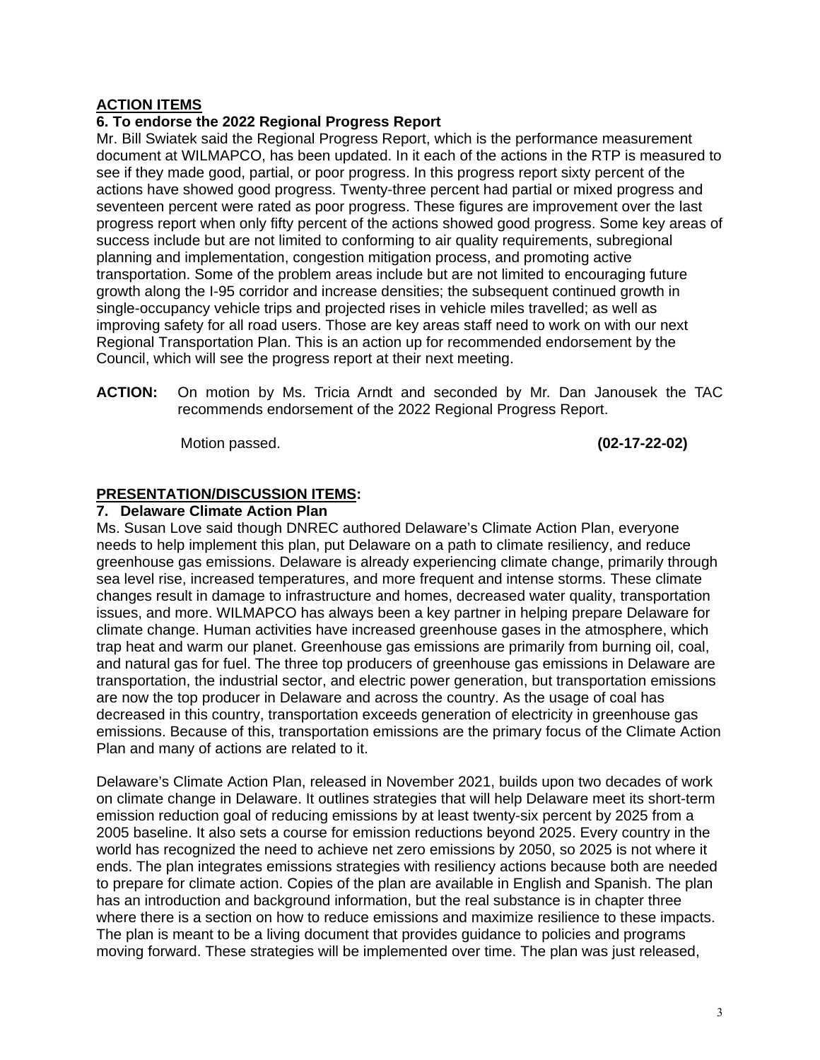**ACTION ITEMS**

**6. To endorse the 2022 Regional Progress Report**

Mr. Bill Swiatek said the Regional Progress Report, which is the performance measurement document at WILMAPCO, has been updated. In it each of the actions in the RTP is measured to see if they made good, partial, or poor progress. In this progress report sixty percent of the actions have showed good progress. Twenty-three percent had partial or mixed progress and seventeen percent were rated as poor progress. These figures are improvement over the last progress report when only fifty percent of the actions showed good progress. Some key areas of success include but are not limited to conforming to air quality requirements, subregional planning and implementation, congestion mitigation process, and promoting active transportation. Some of the problem areas include but are not limited to encouraging future growth along the I-95 corridor and increase densities; the subsequent continued growth in single-occupancy vehicle trips and projected rises in vehicle miles travelled; as well as improving safety for all road users. Those are key areas staff need to work on with our next Regional Transportation Plan. This is an action up for recommended endorsement by the Council, which will see the progress report at their next meeting.

**ACTION:** On motion by Ms. Tricia Arndt and seconded by Mr. Dan Janousek the TAC recommends endorsement of the 2022 Regional Progress Report.

Motion passed. **(02-17-22-02)**

**PRESENTATION/DISCUSSION ITEMS:**

**7. Delaware Climate Action Plan**

Ms. Susan Love said though DNREC authored Delaware's Climate Action Plan, everyone needs to help implement this plan, put Delaware on a path to climate resiliency, and reduce greenhouse gas emissions. Delaware is already experiencing climate change, primarily through sea level rise, increased temperatures, and more frequent and intense storms. These climate changes result in damage to infrastructure and homes, decreased water quality, transportation issues, and more. WILMAPCO has always been a key partner in helping prepare Delaware for climate change. Human activities have increased greenhouse gases in the atmosphere, which trap heat and warm our planet. Greenhouse gas emissions are primarily from burning oil, coal, and natural gas for fuel. The three top producers of greenhouse gas emissions in Delaware are transportation, the industrial sector, and electric power generation, but transportation emissions are now the top producer in Delaware and across the country. As the usage of coal has decreased in this country, transportation exceeds generation of electricity in greenhouse gas emissions. Because of this, transportation emissions are the primary focus of the Climate Action Plan and many of actions are related to it.

Delaware's Climate Action Plan, released in November 2021, builds upon two decades of work on climate change in Delaware. It outlines strategies that will help Delaware meet its short-term emission reduction goal of reducing emissions by at least twenty-six percent by 2025 from a 2005 baseline. It also sets a course for emission reductions beyond 2025. Every country in the world has recognized the need to achieve net zero emissions by 2050, so 2025 is not where it ends. The plan integrates emissions strategies with resiliency actions because both are needed to prepare for climate action. Copies of the plan are available in English and Spanish. The plan has an introduction and background information, but the real substance is in chapter three where there is a section on how to reduce emissions and maximize resilience to these impacts. The plan is meant to be a living document that provides guidance to policies and programs moving forward. These strategies will be implemented over time. The plan was just released,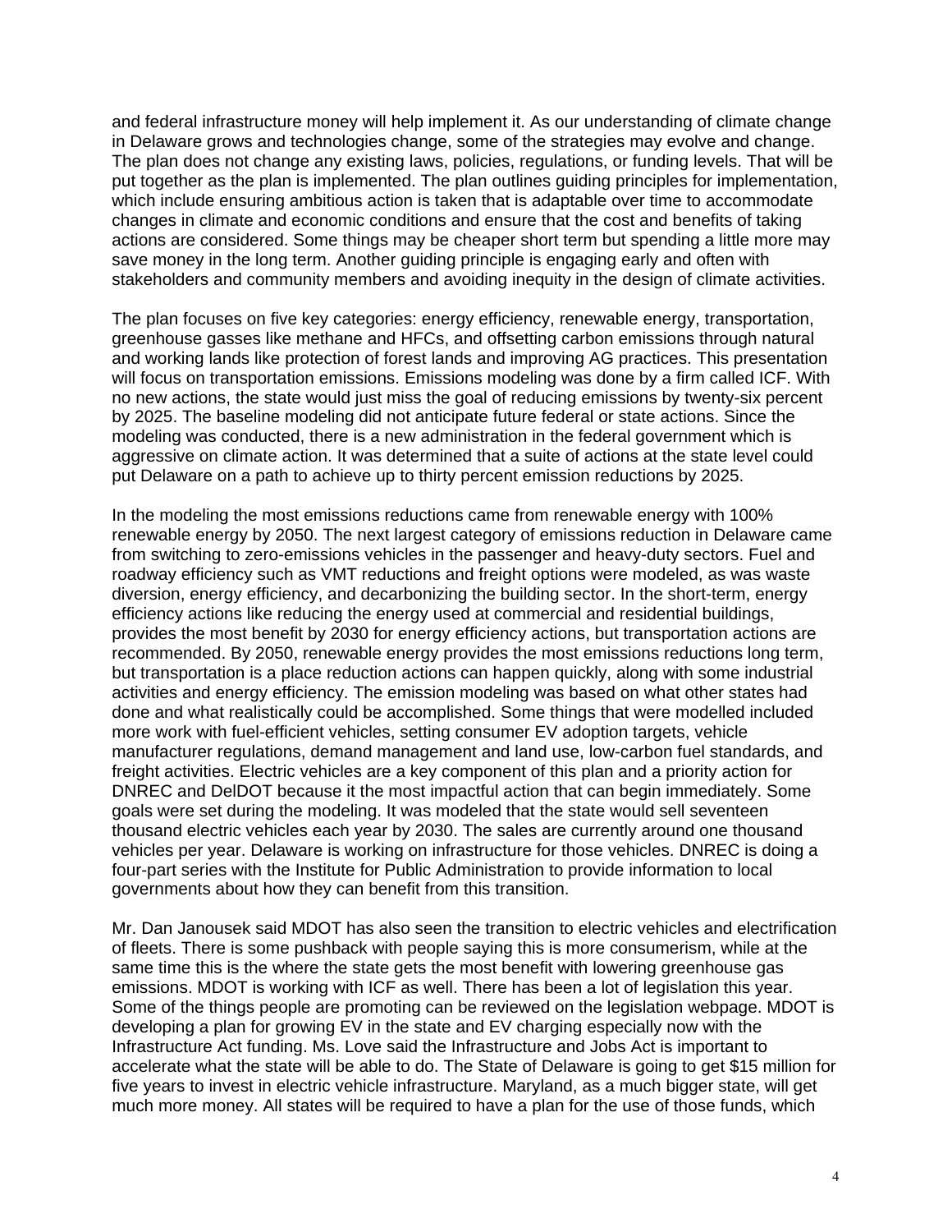and federal infrastructure money will help implement it. As our understanding of climate change in Delaware grows and technologies change, some of the strategies may evolve and change. The plan does not change any existing laws, policies, regulations, or funding levels. That will be put together as the plan is implemented. The plan outlines guiding principles for implementation, which include ensuring ambitious action is taken that is adaptable over time to accommodate changes in climate and economic conditions and ensure that the cost and benefits of taking actions are considered. Some things may be cheaper short term but spending a little more may save money in the long term. Another guiding principle is engaging early and often with stakeholders and community members and avoiding inequity in the design of climate activities.

The plan focuses on five key categories: energy efficiency, renewable energy, transportation, greenhouse gasses like methane and HFCs, and offsetting carbon emissions through natural and working lands like protection of forest lands and improving AG practices. This presentation will focus on transportation emissions. Emissions modeling was done by a firm called ICF. With no new actions, the state would just miss the goal of reducing emissions by twenty-six percent by 2025. The baseline modeling did not anticipate future federal or state actions. Since the modeling was conducted, there is a new administration in the federal government which is aggressive on climate action. It was determined that a suite of actions at the state level could put Delaware on a path to achieve up to thirty percent emission reductions by 2025.

In the modeling the most emissions reductions came from renewable energy with 100% renewable energy by 2050. The next largest category of emissions reduction in Delaware came from switching to zero-emissions vehicles in the passenger and heavy-duty sectors. Fuel and roadway efficiency such as VMT reductions and freight options were modeled, as was waste diversion, energy efficiency, and decarbonizing the building sector. In the short-term, energy efficiency actions like reducing the energy used at commercial and residential buildings, provides the most benefit by 2030 for energy efficiency actions, but transportation actions are recommended. By 2050, renewable energy provides the most emissions reductions long term, but transportation is a place reduction actions can happen quickly, along with some industrial activities and energy efficiency. The emission modeling was based on what other states had done and what realistically could be accomplished. Some things that were modelled included more work with fuel-efficient vehicles, setting consumer EV adoption targets, vehicle manufacturer regulations, demand management and land use, low-carbon fuel standards, and freight activities. Electric vehicles are a key component of this plan and a priority action for DNREC and DelDOT because it the most impactful action that can begin immediately. Some goals were set during the modeling. It was modeled that the state would sell seventeen thousand electric vehicles each year by 2030. The sales are currently around one thousand vehicles per year. Delaware is working on infrastructure for those vehicles. DNREC is doing a four-part series with the Institute for Public Administration to provide information to local governments about how they can benefit from this transition.

Mr. Dan Janousek said MDOT has also seen the transition to electric vehicles and electrification of fleets. There is some pushback with people saying this is more consumerism, while at the same time this is the where the state gets the most benefit with lowering greenhouse gas emissions. MDOT is working with ICF as well. There has been a lot of legislation this year. Some of the things people are promoting can be reviewed on the legislation webpage. MDOT is developing a plan for growing EV in the state and EV charging especially now with the Infrastructure Act funding. Ms. Love said the Infrastructure and Jobs Act is important to accelerate what the state will be able to do. The State of Delaware is going to get $15 million for five years to invest in electric vehicle infrastructure. Maryland, as a much bigger state, will get much more money. All states will be required to have a plan for the use of those funds, which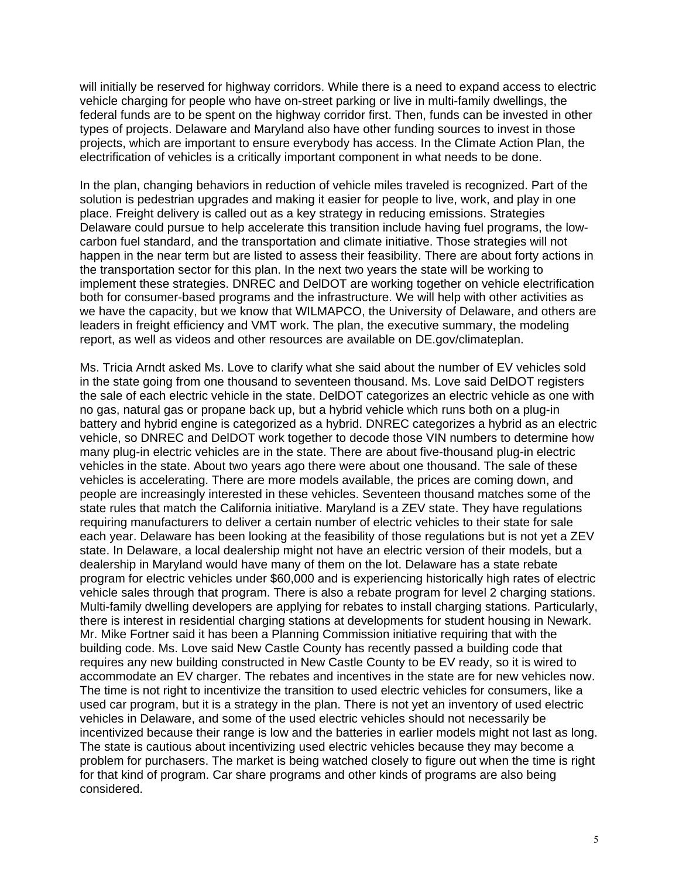will initially be reserved for highway corridors. While there is a need to expand access to electric vehicle charging for people who have on-street parking or live in multi-family dwellings, the federal funds are to be spent on the highway corridor first. Then, funds can be invested in other types of projects. Delaware and Maryland also have other funding sources to invest in those projects, which are important to ensure everybody has access. In the Climate Action Plan, the electrification of vehicles is a critically important component in what needs to be done.

In the plan, changing behaviors in reduction of vehicle miles traveled is recognized. Part of the solution is pedestrian upgrades and making it easier for people to live, work, and play in one place. Freight delivery is called out as a key strategy in reducing emissions. Strategies Delaware could pursue to help accelerate this transition include having fuel programs, the low-carbon fuel standard, and the transportation and climate initiative. Those strategies will not happen in the near term but are listed to assess their feasibility. There are about forty actions in the transportation sector for this plan. In the next two years the state will be working to implement these strategies. DNREC and DelDOT are working together on vehicle electrification both for consumer-based programs and the infrastructure. We will help with other activities as we have the capacity, but we know that WILMAPCO, the University of Delaware, and others are leaders in freight efficiency and VMT work. The plan, the executive summary, the modeling report, as well as videos and other resources are available on DE.gov/climateplan.

Ms. Tricia Arndt asked Ms. Love to clarify what she said about the number of EV vehicles sold in the state going from one thousand to seventeen thousand. Ms. Love said DelDOT registers the sale of each electric vehicle in the state. DelDOT categorizes an electric vehicle as one with no gas, natural gas or propane back up, but a hybrid vehicle which runs both on a plug-in battery and hybrid engine is categorized as a hybrid. DNREC categorizes a hybrid as an electric vehicle, so DNREC and DelDOT work together to decode those VIN numbers to determine how many plug-in electric vehicles are in the state. There are about five-thousand plug-in electric vehicles in the state. About two years ago there were about one thousand. The sale of these vehicles is accelerating. There are more models available, the prices are coming down, and people are increasingly interested in these vehicles. Seventeen thousand matches some of the state rules that match the California initiative. Maryland is a ZEV state. They have regulations requiring manufacturers to deliver a certain number of electric vehicles to their state for sale each year. Delaware has been looking at the feasibility of those regulations but is not yet a ZEV state. In Delaware, a local dealership might not have an electric version of their models, but a dealership in Maryland would have many of them on the lot. Delaware has a state rebate program for electric vehicles under $60,000 and is experiencing historically high rates of electric vehicle sales through that program. There is also a rebate program for level 2 charging stations. Multi-family dwelling developers are applying for rebates to install charging stations. Particularly, there is interest in residential charging stations at developments for student housing in Newark. Mr. Mike Fortner said it has been a Planning Commission initiative requiring that with the building code. Ms. Love said New Castle County has recently passed a building code that requires any new building constructed in New Castle County to be EV ready, so it is wired to accommodate an EV charger. The rebates and incentives in the state are for new vehicles now. The time is not right to incentivize the transition to used electric vehicles for consumers, like a used car program, but it is a strategy in the plan. There is not yet an inventory of used electric vehicles in Delaware, and some of the used electric vehicles should not necessarily be incentivized because their range is low and the batteries in earlier models might not last as long. The state is cautious about incentivizing used electric vehicles because they may become a problem for purchasers. The market is being watched closely to figure out when the time is right for that kind of program. Car share programs and other kinds of programs are also being considered.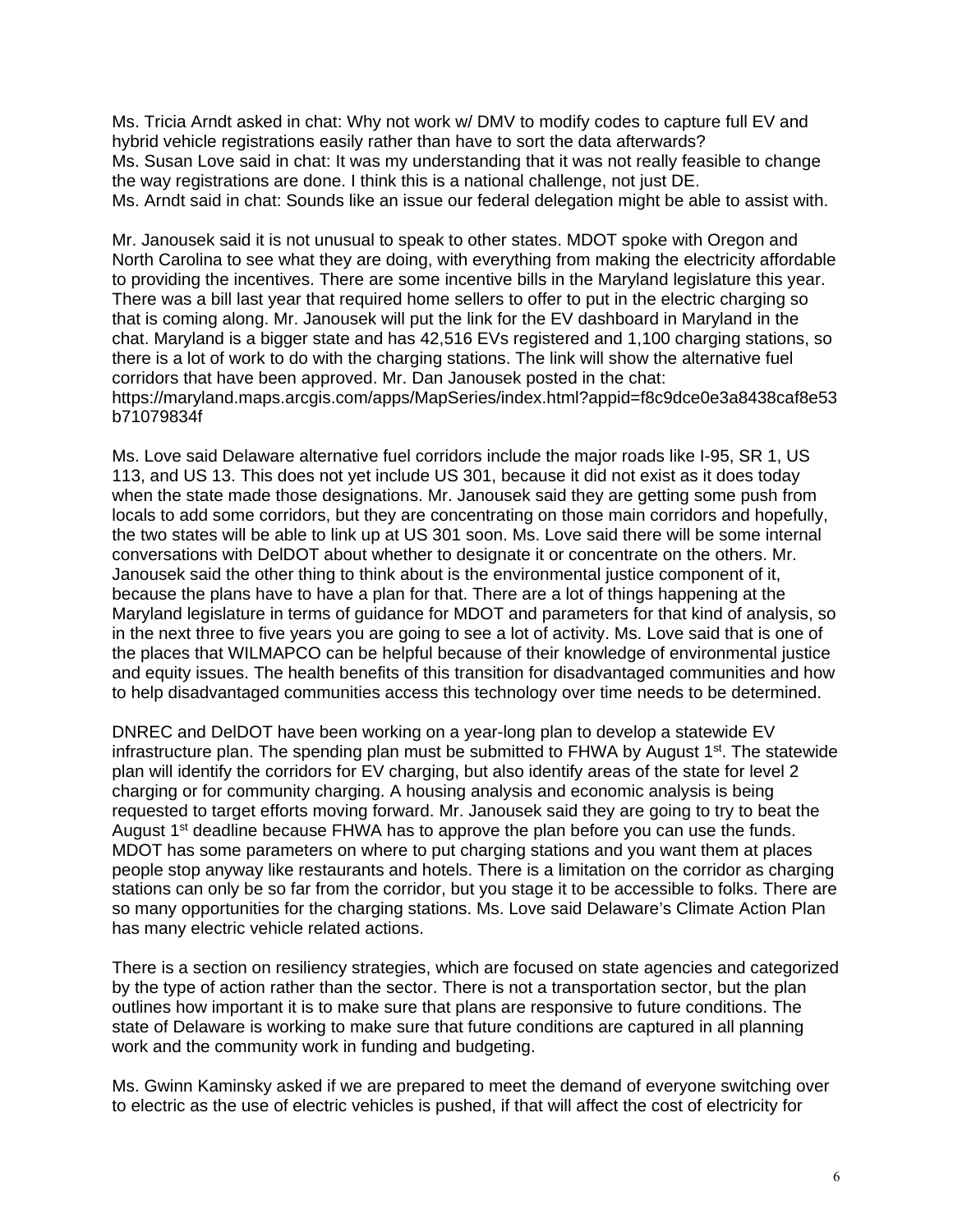Ms. Tricia Arndt asked in chat: Why not work w/ DMV to modify codes to capture full EV and hybrid vehicle registrations easily rather than have to sort the data afterwards?
Ms. Susan Love said in chat: It was my understanding that it was not really feasible to change the way registrations are done. I think this is a national challenge, not just DE.
Ms. Arndt said in chat: Sounds like an issue our federal delegation might be able to assist with.

Mr. Janousek said it is not unusual to speak to other states. MDOT spoke with Oregon and North Carolina to see what they are doing, with everything from making the electricity affordable to providing the incentives. There are some incentive bills in the Maryland legislature this year. There was a bill last year that required home sellers to offer to put in the electric charging so that is coming along. Mr. Janousek will put the link for the EV dashboard in Maryland in the chat. Maryland is a bigger state and has 42,516 EVs registered and 1,100 charging stations, so there is a lot of work to do with the charging stations. The link will show the alternative fuel corridors that have been approved. Mr. Dan Janousek posted in the chat: https://maryland.maps.arcgis.com/apps/MapSeries/index.html?appid=f8c9dce0e3a8438caf8e53b71079834f

Ms. Love said Delaware alternative fuel corridors include the major roads like I-95, SR 1, US 113, and US 13. This does not yet include US 301, because it did not exist as it does today when the state made those designations. Mr. Janousek said they are getting some push from locals to add some corridors, but they are concentrating on those main corridors and hopefully, the two states will be able to link up at US 301 soon. Ms. Love said there will be some internal conversations with DelDOT about whether to designate it or concentrate on the others. Mr. Janousek said the other thing to think about is the environmental justice component of it, because the plans have to have a plan for that. There are a lot of things happening at the Maryland legislature in terms of guidance for MDOT and parameters for that kind of analysis, so in the next three to five years you are going to see a lot of activity. Ms. Love said that is one of the places that WILMAPCO can be helpful because of their knowledge of environmental justice and equity issues. The health benefits of this transition for disadvantaged communities and how to help disadvantaged communities access this technology over time needs to be determined.

DNREC and DelDOT have been working on a year-long plan to develop a statewide EV infrastructure plan. The spending plan must be submitted to FHWA by August 1st. The statewide plan will identify the corridors for EV charging, but also identify areas of the state for level 2 charging or for community charging. A housing analysis and economic analysis is being requested to target efforts moving forward. Mr. Janousek said they are going to try to beat the August 1st deadline because FHWA has to approve the plan before you can use the funds. MDOT has some parameters on where to put charging stations and you want them at places people stop anyway like restaurants and hotels. There is a limitation on the corridor as charging stations can only be so far from the corridor, but you stage it to be accessible to folks. There are so many opportunities for the charging stations. Ms. Love said Delaware's Climate Action Plan has many electric vehicle related actions.

There is a section on resiliency strategies, which are focused on state agencies and categorized by the type of action rather than the sector. There is not a transportation sector, but the plan outlines how important it is to make sure that plans are responsive to future conditions. The state of Delaware is working to make sure that future conditions are captured in all planning work and the community work in funding and budgeting.

Ms. Gwinn Kaminsky asked if we are prepared to meet the demand of everyone switching over to electric as the use of electric vehicles is pushed, if that will affect the cost of electricity for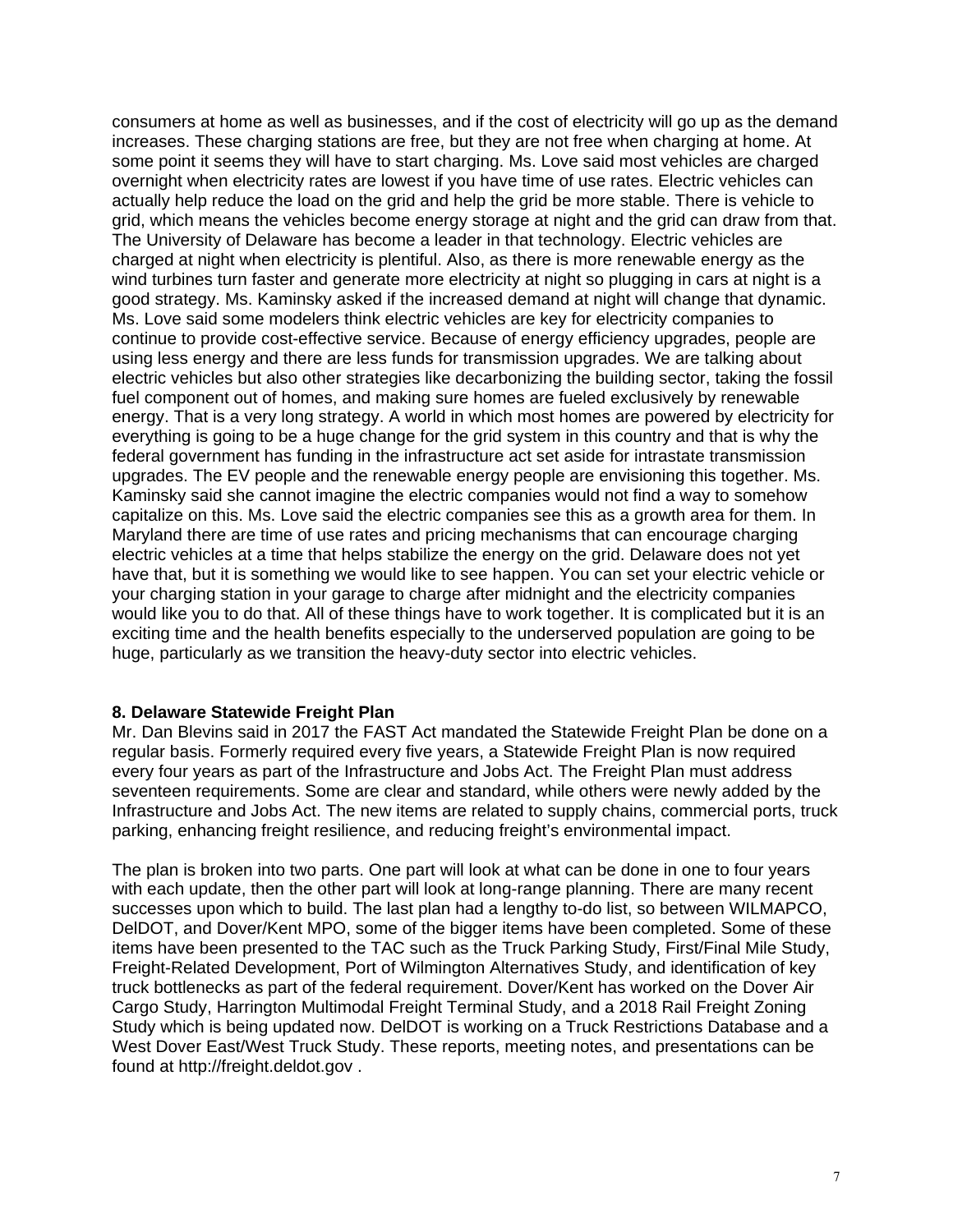consumers at home as well as businesses, and if the cost of electricity will go up as the demand increases. These charging stations are free, but they are not free when charging at home. At some point it seems they will have to start charging. Ms. Love said most vehicles are charged overnight when electricity rates are lowest if you have time of use rates. Electric vehicles can actually help reduce the load on the grid and help the grid be more stable. There is vehicle to grid, which means the vehicles become energy storage at night and the grid can draw from that. The University of Delaware has become a leader in that technology. Electric vehicles are charged at night when electricity is plentiful. Also, as there is more renewable energy as the wind turbines turn faster and generate more electricity at night so plugging in cars at night is a good strategy. Ms. Kaminsky asked if the increased demand at night will change that dynamic. Ms. Love said some modelers think electric vehicles are key for electricity companies to continue to provide cost-effective service. Because of energy efficiency upgrades, people are using less energy and there are less funds for transmission upgrades. We are talking about electric vehicles but also other strategies like decarbonizing the building sector, taking the fossil fuel component out of homes, and making sure homes are fueled exclusively by renewable energy. That is a very long strategy. A world in which most homes are powered by electricity for everything is going to be a huge change for the grid system in this country and that is why the federal government has funding in the infrastructure act set aside for intrastate transmission upgrades. The EV people and the renewable energy people are envisioning this together. Ms. Kaminsky said she cannot imagine the electric companies would not find a way to somehow capitalize on this. Ms. Love said the electric companies see this as a growth area for them. In Maryland there are time of use rates and pricing mechanisms that can encourage charging electric vehicles at a time that helps stabilize the energy on the grid. Delaware does not yet have that, but it is something we would like to see happen. You can set your electric vehicle or your charging station in your garage to charge after midnight and the electricity companies would like you to do that. All of these things have to work together. It is complicated but it is an exciting time and the health benefits especially to the underserved population are going to be huge, particularly as we transition the heavy-duty sector into electric vehicles.

**8. Delaware Statewide Freight Plan**

Mr. Dan Blevins said in 2017 the FAST Act mandated the Statewide Freight Plan be done on a regular basis. Formerly required every five years, a Statewide Freight Plan is now required every four years as part of the Infrastructure and Jobs Act. The Freight Plan must address seventeen requirements. Some are clear and standard, while others were newly added by the Infrastructure and Jobs Act. The new items are related to supply chains, commercial ports, truck parking, enhancing freight resilience, and reducing freight's environmental impact.

The plan is broken into two parts. One part will look at what can be done in one to four years with each update, then the other part will look at long-range planning. There are many recent successes upon which to build. The last plan had a lengthy to-do list, so between WILMAPCO, DelDOT, and Dover/Kent MPO, some of the bigger items have been completed. Some of these items have been presented to the TAC such as the Truck Parking Study, First/Final Mile Study, Freight-Related Development, Port of Wilmington Alternatives Study, and identification of key truck bottlenecks as part of the federal requirement. Dover/Kent has worked on the Dover Air Cargo Study, Harrington Multimodal Freight Terminal Study, and a 2018 Rail Freight Zoning Study which is being updated now. DelDOT is working on a Truck Restrictions Database and a West Dover East/West Truck Study. These reports, meeting notes, and presentations can be found at http://freight.deldot.gov .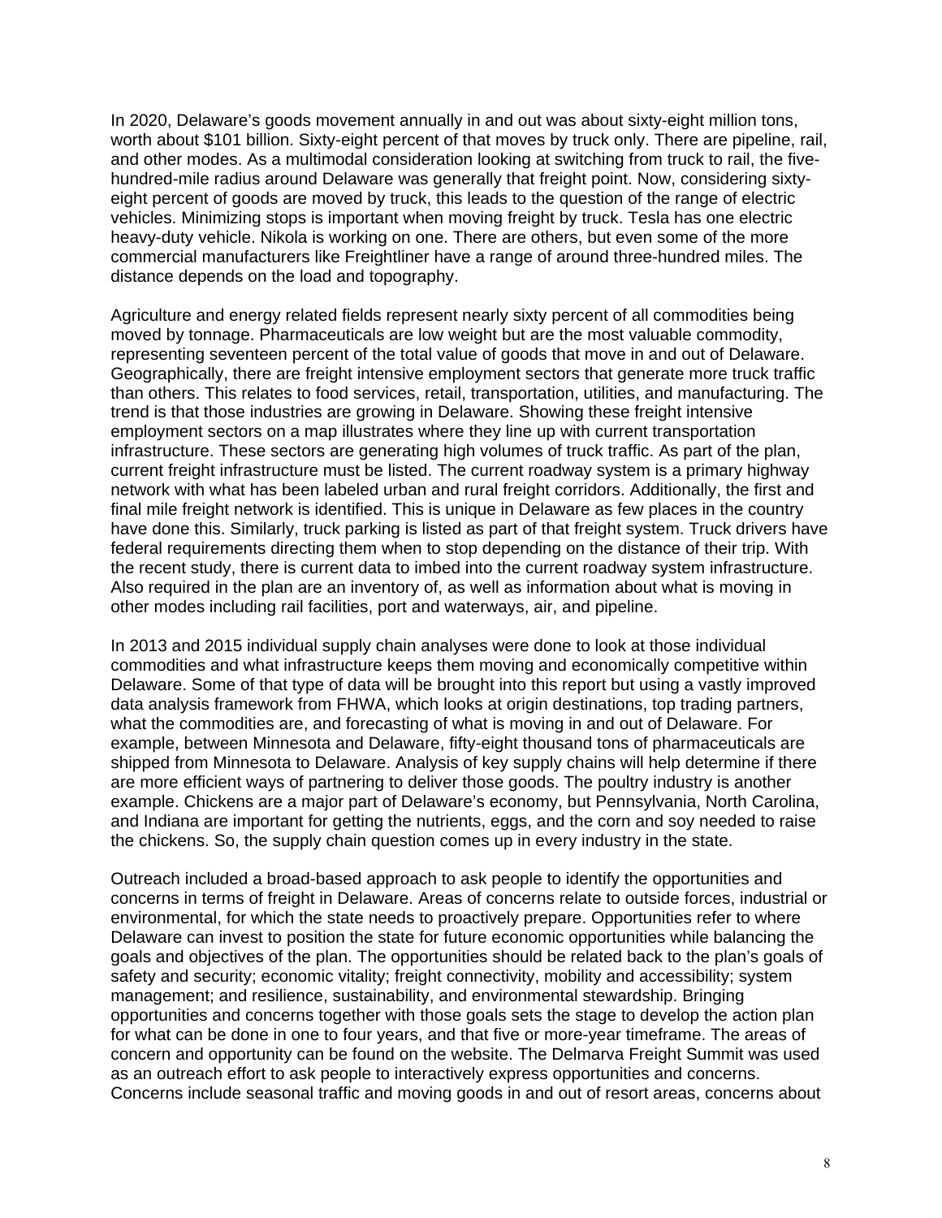In 2020, Delaware's goods movement annually in and out was about sixty-eight million tons, worth about $101 billion. Sixty-eight percent of that moves by truck only. There are pipeline, rail, and other modes. As a multimodal consideration looking at switching from truck to rail, the five-hundred-mile radius around Delaware was generally that freight point. Now, considering sixty-eight percent of goods are moved by truck, this leads to the question of the range of electric vehicles. Minimizing stops is important when moving freight by truck. Tesla has one electric heavy-duty vehicle. Nikola is working on one. There are others, but even some of the more commercial manufacturers like Freightliner have a range of around three-hundred miles. The distance depends on the load and topography.

Agriculture and energy related fields represent nearly sixty percent of all commodities being moved by tonnage. Pharmaceuticals are low weight but are the most valuable commodity, representing seventeen percent of the total value of goods that move in and out of Delaware. Geographically, there are freight intensive employment sectors that generate more truck traffic than others. This relates to food services, retail, transportation, utilities, and manufacturing. The trend is that those industries are growing in Delaware. Showing these freight intensive employment sectors on a map illustrates where they line up with current transportation infrastructure. These sectors are generating high volumes of truck traffic. As part of the plan, current freight infrastructure must be listed. The current roadway system is a primary highway network with what has been labeled urban and rural freight corridors. Additionally, the first and final mile freight network is identified. This is unique in Delaware as few places in the country have done this. Similarly, truck parking is listed as part of that freight system. Truck drivers have federal requirements directing them when to stop depending on the distance of their trip. With the recent study, there is current data to imbed into the current roadway system infrastructure. Also required in the plan are an inventory of, as well as information about what is moving in other modes including rail facilities, port and waterways, air, and pipeline.

In 2013 and 2015 individual supply chain analyses were done to look at those individual commodities and what infrastructure keeps them moving and economically competitive within Delaware. Some of that type of data will be brought into this report but using a vastly improved data analysis framework from FHWA, which looks at origin destinations, top trading partners, what the commodities are, and forecasting of what is moving in and out of Delaware. For example, between Minnesota and Delaware, fifty-eight thousand tons of pharmaceuticals are shipped from Minnesota to Delaware. Analysis of key supply chains will help determine if there are more efficient ways of partnering to deliver those goods. The poultry industry is another example. Chickens are a major part of Delaware's economy, but Pennsylvania, North Carolina, and Indiana are important for getting the nutrients, eggs, and the corn and soy needed to raise the chickens. So, the supply chain question comes up in every industry in the state.

Outreach included a broad-based approach to ask people to identify the opportunities and concerns in terms of freight in Delaware. Areas of concerns relate to outside forces, industrial or environmental, for which the state needs to proactively prepare. Opportunities refer to where Delaware can invest to position the state for future economic opportunities while balancing the goals and objectives of the plan. The opportunities should be related back to the plan's goals of safety and security; economic vitality; freight connectivity, mobility and accessibility; system management; and resilience, sustainability, and environmental stewardship. Bringing opportunities and concerns together with those goals sets the stage to develop the action plan for what can be done in one to four years, and that five or more-year timeframe. The areas of concern and opportunity can be found on the website. The Delmarva Freight Summit was used as an outreach effort to ask people to interactively express opportunities and concerns. Concerns include seasonal traffic and moving goods in and out of resort areas, concerns about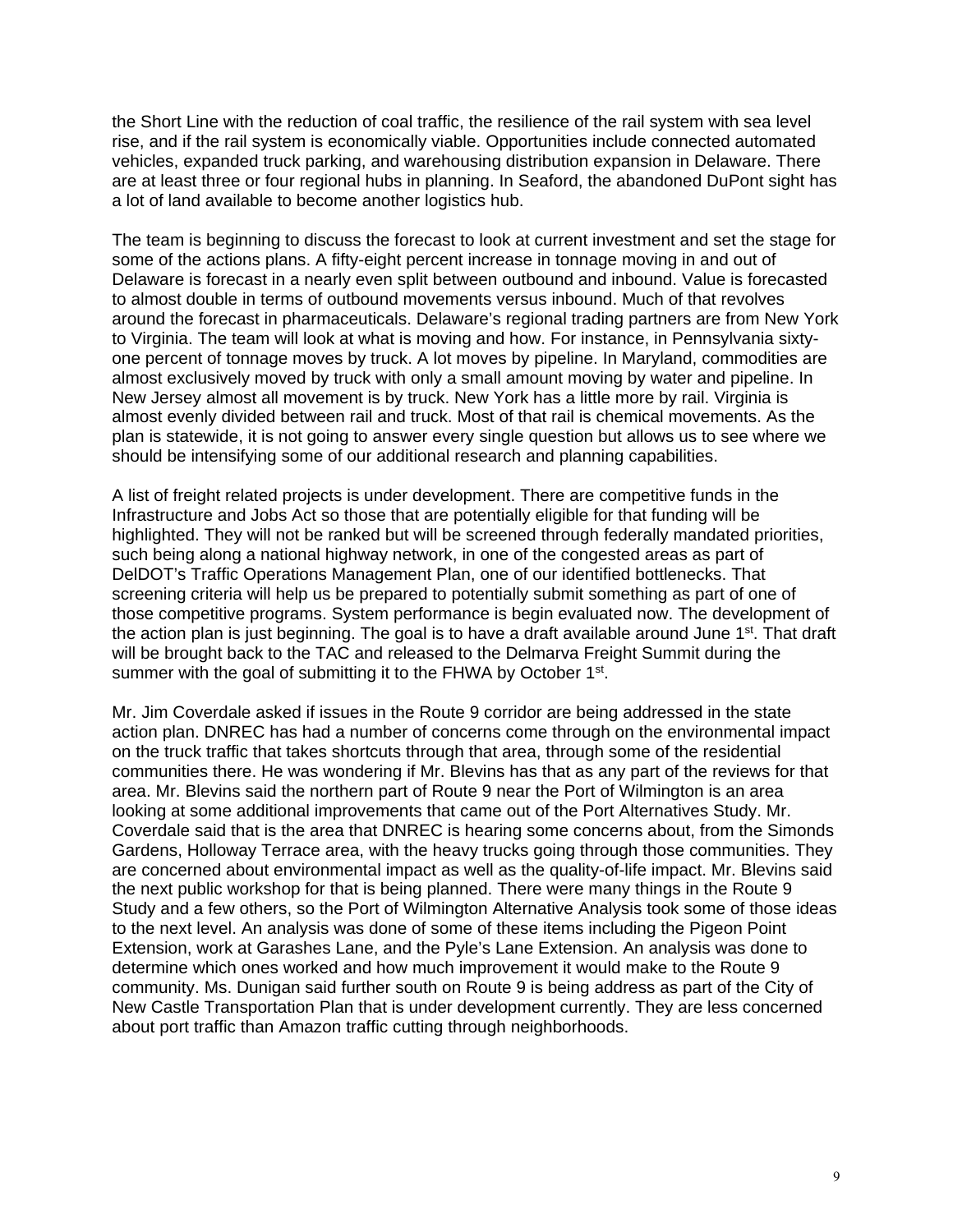the Short Line with the reduction of coal traffic, the resilience of the rail system with sea level rise, and if the rail system is economically viable. Opportunities include connected automated vehicles, expanded truck parking, and warehousing distribution expansion in Delaware. There are at least three or four regional hubs in planning. In Seaford, the abandoned DuPont sight has a lot of land available to become another logistics hub.

The team is beginning to discuss the forecast to look at current investment and set the stage for some of the actions plans. A fifty-eight percent increase in tonnage moving in and out of Delaware is forecast in a nearly even split between outbound and inbound. Value is forecasted to almost double in terms of outbound movements versus inbound. Much of that revolves around the forecast in pharmaceuticals. Delaware's regional trading partners are from New York to Virginia. The team will look at what is moving and how. For instance, in Pennsylvania sixty-one percent of tonnage moves by truck. A lot moves by pipeline. In Maryland, commodities are almost exclusively moved by truck with only a small amount moving by water and pipeline. In New Jersey almost all movement is by truck. New York has a little more by rail. Virginia is almost evenly divided between rail and truck. Most of that rail is chemical movements. As the plan is statewide, it is not going to answer every single question but allows us to see where we should be intensifying some of our additional research and planning capabilities.

A list of freight related projects is under development. There are competitive funds in the Infrastructure and Jobs Act so those that are potentially eligible for that funding will be highlighted. They will not be ranked but will be screened through federally mandated priorities, such being along a national highway network, in one of the congested areas as part of DelDOT's Traffic Operations Management Plan, one of our identified bottlenecks. That screening criteria will help us be prepared to potentially submit something as part of one of those competitive programs. System performance is begin evaluated now. The development of the action plan is just beginning. The goal is to have a draft available around June 1st. That draft will be brought back to the TAC and released to the Delmarva Freight Summit during the summer with the goal of submitting it to the FHWA by October 1st.

Mr. Jim Coverdale asked if issues in the Route 9 corridor are being addressed in the state action plan. DNREC has had a number of concerns come through on the environmental impact on the truck traffic that takes shortcuts through that area, through some of the residential communities there. He was wondering if Mr. Blevins has that as any part of the reviews for that area. Mr. Blevins said the northern part of Route 9 near the Port of Wilmington is an area looking at some additional improvements that came out of the Port Alternatives Study. Mr. Coverdale said that is the area that DNREC is hearing some concerns about, from the Simonds Gardens, Holloway Terrace area, with the heavy trucks going through those communities. They are concerned about environmental impact as well as the quality-of-life impact. Mr. Blevins said the next public workshop for that is being planned. There were many things in the Route 9 Study and a few others, so the Port of Wilmington Alternative Analysis took some of those ideas to the next level. An analysis was done of some of these items including the Pigeon Point Extension, work at Garashes Lane, and the Pyle's Lane Extension. An analysis was done to determine which ones worked and how much improvement it would make to the Route 9 community. Ms. Dunigan said further south on Route 9 is being address as part of the City of New Castle Transportation Plan that is under development currently. They are less concerned about port traffic than Amazon traffic cutting through neighborhoods.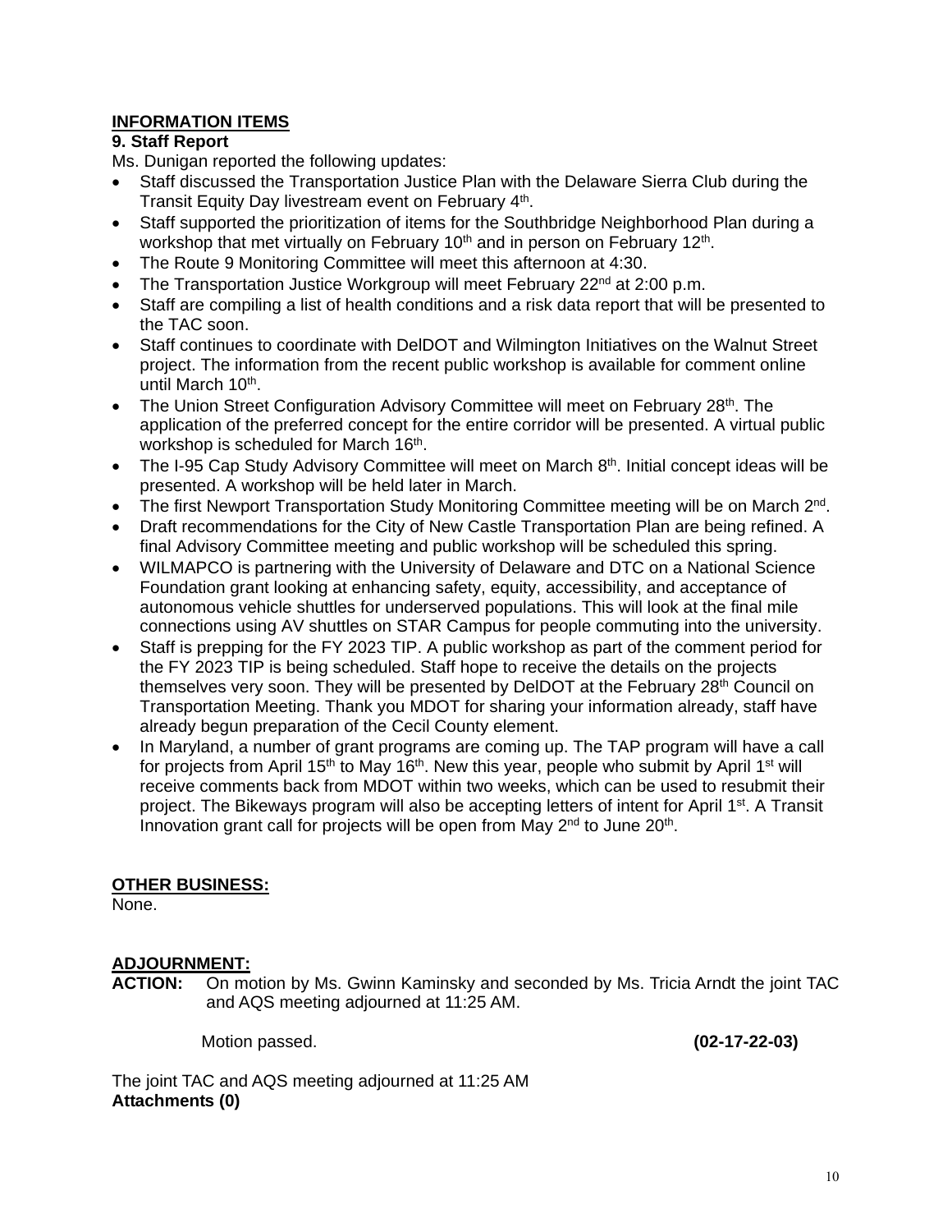**INFORMATION ITEMS**

**9. Staff Report**

Ms. Dunigan reported the following updates:

- Staff discussed the Transportation Justice Plan with the Delaware Sierra Club during the Transit Equity Day livestream event on February 4th.
- Staff supported the prioritization of items for the Southbridge Neighborhood Plan during a workshop that met virtually on February 10th and in person on February 12th.
- The Route 9 Monitoring Committee will meet this afternoon at 4:30.
- The Transportation Justice Workgroup will meet February 22nd at 2:00 p.m.
- Staff are compiling a list of health conditions and a risk data report that will be presented to the TAC soon.
- Staff continues to coordinate with DelDOT and Wilmington Initiatives on the Walnut Street project. The information from the recent public workshop is available for comment online until March 10th.
- The Union Street Configuration Advisory Committee will meet on February 28th. The application of the preferred concept for the entire corridor will be presented. A virtual public workshop is scheduled for March 16th.
- The I-95 Cap Study Advisory Committee will meet on March 8th. Initial concept ideas will be presented. A workshop will be held later in March.
- The first Newport Transportation Study Monitoring Committee meeting will be on March 2nd.
- Draft recommendations for the City of New Castle Transportation Plan are being refined. A final Advisory Committee meeting and public workshop will be scheduled this spring.
- WILMAPCO is partnering with the University of Delaware and DTC on a National Science Foundation grant looking at enhancing safety, equity, accessibility, and acceptance of autonomous vehicle shuttles for underserved populations. This will look at the final mile connections using AV shuttles on STAR Campus for people commuting into the university.
- Staff is prepping for the FY 2023 TIP. A public workshop as part of the comment period for the FY 2023 TIP is being scheduled. Staff hope to receive the details on the projects themselves very soon. They will be presented by DelDOT at the February 28th Council on Transportation Meeting. Thank you MDOT for sharing your information already, staff have already begun preparation of the Cecil County element.
- In Maryland, a number of grant programs are coming up. The TAP program will have a call for projects from April 15th to May 16th. New this year, people who submit by April 1st will receive comments back from MDOT within two weeks, which can be used to resubmit their project. The Bikeways program will also be accepting letters of intent for April 1st. A Transit Innovation grant call for projects will be open from May 2nd to June 20th.

**OTHER BUSINESS:**

None.

**ADJOURNMENT:**

**ACTION:** On motion by Ms. Gwinn Kaminsky and seconded by Ms. Tricia Arndt the joint TAC and AQS meeting adjourned at 11:25 AM.

Motion passed. **(02-17-22-03)**

The joint TAC and AQS meeting adjourned at 11:25 AM

**Attachments (0)**